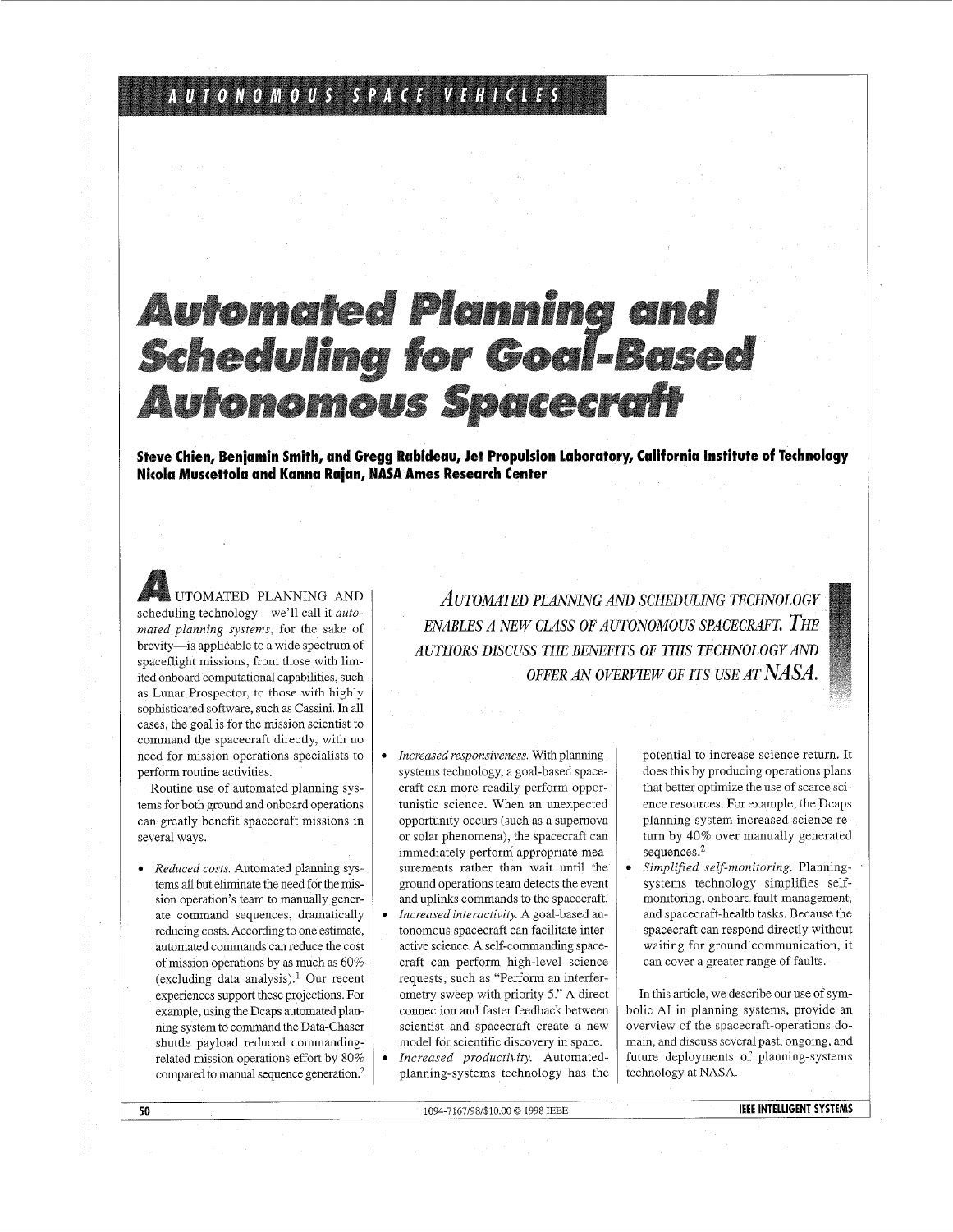# Automated Planning and Scheduling for Goal-Based Autonomous Spacecraft

**Steve Chien, Benjamin Smith, and Gregg Rabideau, Jet Propulsion Laboratory, California Institute of Technology**
**Nicola Muscettola and Kanna Rajan, NASA Ames Research Center**

*AUTOMATED PLANNING AND SCHEDULING TECHNOLOGY ENABLES A NEW CLASS OF AUTONOMOUS SPACECRAFT. THE AUTHORS DISCUSS THE BENEFITS OF THIS TECHNOLOGY AND OFFER AN OVERVIEW OF ITS USE AT NASA.*

AUTOMATED PLANNING AND scheduling technology—we'll call it *automated planning systems*, for the sake of brevity—is applicable to a wide spectrum of spaceflight missions, from those with limited onboard computational capabilities, such as Lunar Prospector, to those with highly sophisticated software, such as Cassini. In all cases, the goal is for the mission scientist to command the spacecraft directly, with no need for mission operations specialists to perform routine activities.

Routine use of automated planning systems for both ground and onboard operations can greatly benefit spacecraft missions in several ways.

- *Reduced costs.* Automated planning systems all but eliminate the need for the mission operation's team to manually generate command sequences, dramatically reducing costs. According to one estimate, automated commands can reduce the cost of mission operations by as much as 60% (excluding data analysis).[1] Our recent experiences support these projections. For example, using the Dcaps automated planning system to command the Data-Chaser shuttle payload reduced commanding-related mission operations effort by 80% compared to manual sequence generation.[2]
- *Increased responsiveness.* With planning-systems technology, a goal-based spacecraft can more readily perform opportunistic science. When an unexpected opportunity occurs (such as a supernova or solar phenomena), the spacecraft can immediately perform appropriate measurements rather than wait until the ground operations team detects the event and uplinks commands to the spacecraft.
- *Increased interactivity.* A goal-based autonomous spacecraft can facilitate interactive science. A self-commanding spacecraft can perform high-level science requests, such as "Perform an interferometry sweep with priority 5." A direct connection and faster feedback between scientist and spacecraft create a new model for scientific discovery in space.
- *Increased productivity.* Automated-planning-systems technology has the potential to increase science return. It does this by producing operations plans that better optimize the use of scarce science resources. For example, the Dcaps planning system increased science return by 40% over manually generated sequences.[2]
- *Simplified self-monitoring.* Planning-systems technology simplifies self-monitoring, onboard fault-management, and spacecraft-health tasks. Because the spacecraft can respond directly without waiting for ground communication, it can cover a greater range of faults.

In this article, we describe our use of symbolic AI in planning systems, provide an overview of the spacecraft-operations domain, and discuss several past, ongoing, and future deployments of planning-systems technology at NASA.

1094-7167/98/$10.00 © 1998 IEEE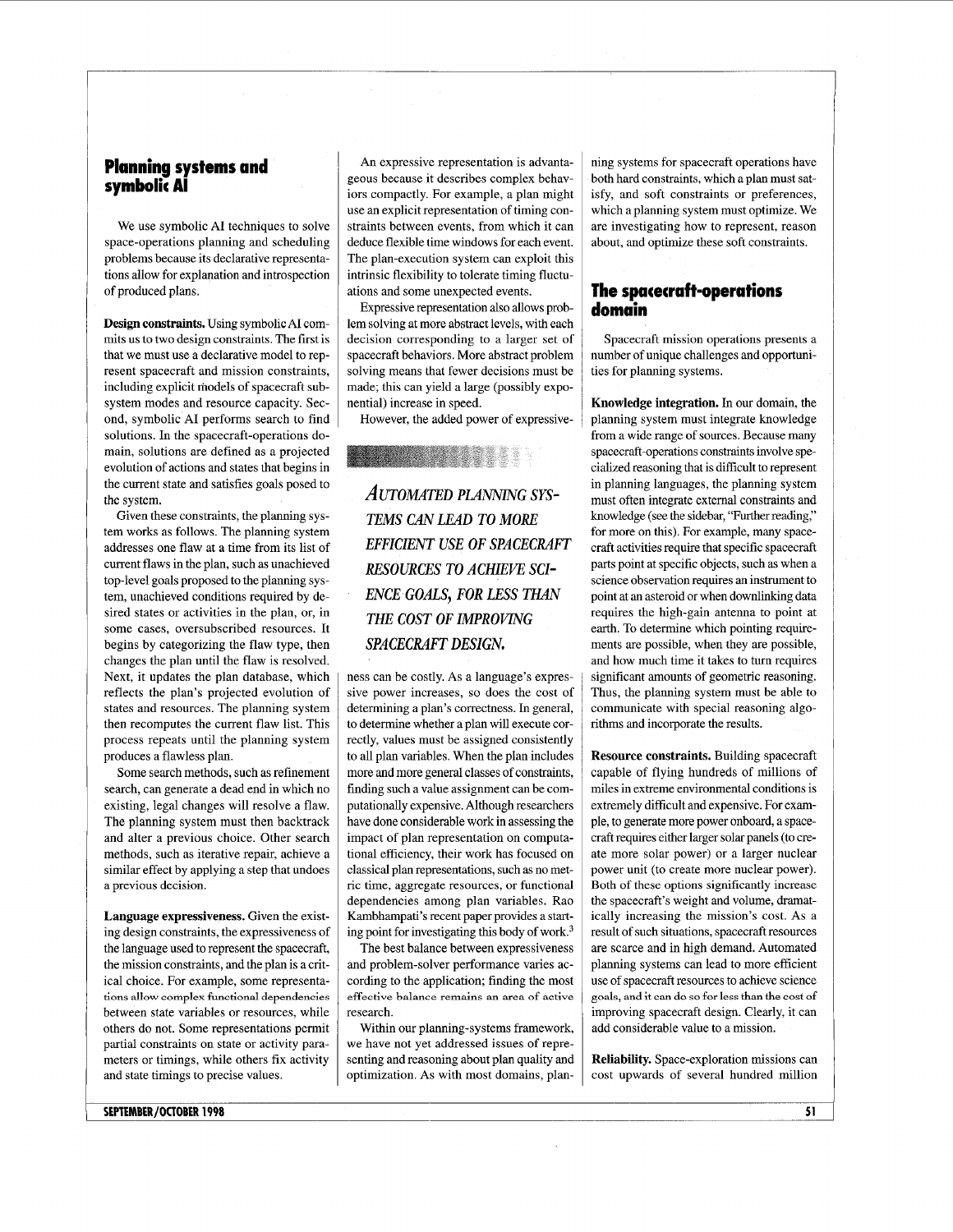## Planning systems and symbolic AI

We use symbolic AI techniques to solve space-operations planning and scheduling problems because its declarative representations allow for explanation and introspection of produced plans.

**Design constraints.** Using symbolic AI commits us to two design constraints. The first is that we must use a declarative model to represent spacecraft and mission constraints, including explicit models of spacecraft subsystem modes and resource capacity. Second, symbolic AI performs search to find solutions. In the spacecraft-operations domain, solutions are defined as a projected evolution of actions and states that begins in the current state and satisfies goals posed to the system.

Given these constraints, the planning system works as follows. The planning system addresses one flaw at a time from its list of current flaws in the plan, such as unachieved top-level goals proposed to the planning system, unachieved conditions required by desired states or activities in the plan, or, in some cases, oversubscribed resources. It begins by categorizing the flaw type, then changes the plan until the flaw is resolved. Next, it updates the plan database, which reflects the plan's projected evolution of states and resources. The planning system then recomputes the current flaw list. This process repeats until the planning system produces a flawless plan.

Some search methods, such as refinement search, can generate a dead end in which no existing, legal changes will resolve a flaw. The planning system must then backtrack and alter a previous choice. Other search methods, such as iterative repair, achieve a similar effect by applying a step that undoes a previous decision.

**Language expressiveness.** Given the existing design constraints, the expressiveness of the language used to represent the spacecraft, the mission constraints, and the plan is a critical choice. For example, some representations allow complex functional dependencies between state variables or resources, while others do not. Some representations permit partial constraints on state or activity parameters or timings, while others fix activity and state timings to precise values.

An expressive representation is advantageous because it describes complex behaviors compactly. For example, a plan might use an explicit representation of timing constraints between events, from which it can deduce flexible time windows for each event. The plan-execution system can exploit this intrinsic flexibility to tolerate timing fluctuations and some unexpected events.

Expressive representation also allows problem solving at more abstract levels, with each decision corresponding to a larger set of spacecraft behaviors. More abstract problem solving means that fewer decisions must be made; this can yield a large (possibly exponential) increase in speed.

However, the added power of expressiveness can be costly. As a language's expressive power increases, so does the cost of determining a plan's correctness. In general, to determine whether a plan will execute correctly, values must be assigned consistently to all plan variables. When the plan includes more and more general classes of constraints, finding such a value assignment can be computationally expensive. Although researchers have done considerable work in assessing the impact of plan representation on computational efficiency, their work has focused on classical plan representations, such as no metric time, aggregate resources, or functional dependencies among plan variables. Rao Kambhampati's recent paper provides a starting point for investigating this body of work.[3]

> *AUTOMATED PLANNING SYSTEMS CAN LEAD TO MORE EFFICIENT USE OF SPACECRAFT RESOURCES TO ACHIEVE SCIENCE GOALS, FOR LESS THAN THE COST OF IMPROVING SPACECRAFT DESIGN.*

The best balance between expressiveness and problem-solver performance varies according to the application; finding the most effective balance remains an area of active research.

Within our planning-systems framework, we have not yet addressed issues of representing and reasoning about plan quality and optimization. As with most domains, planning systems for spacecraft operations have both hard constraints, which a plan must satisfy, and soft constraints or preferences, which a planning system must optimize. We are investigating how to represent, reason about, and optimize these soft constraints.

## The spacecraft-operations domain

Spacecraft mission operations presents a number of unique challenges and opportunities for planning systems.

**Knowledge integration.** In our domain, the planning system must integrate knowledge from a wide range of sources. Because many spacecraft-operations constraints involve specialized reasoning that is difficult to represent in planning languages, the planning system must often integrate external constraints and knowledge (see the sidebar, "Further reading," for more on this). For example, many spacecraft activities require that specific spacecraft parts point at specific objects, such as when a science observation requires an instrument to point at an asteroid or when downlinking data requires the high-gain antenna to point at earth. To determine which pointing requirements are possible, when they are possible, and how much time it takes to turn requires significant amounts of geometric reasoning. Thus, the planning system must be able to communicate with special reasoning algorithms and incorporate the results.

**Resource constraints.** Building spacecraft capable of flying hundreds of millions of miles in extreme environmental conditions is extremely difficult and expensive. For example, to generate more power onboard, a spacecraft requires either larger solar panels (to create more solar power) or a larger nuclear power unit (to create more nuclear power). Both of these options significantly increase the spacecraft's weight and volume, dramatically increasing the mission's cost. As a result of such situations, spacecraft resources are scarce and in high demand. Automated planning systems can lead to more efficient use of spacecraft resources to achieve science goals, and it can do so for less than the cost of improving spacecraft design. Clearly, it can add considerable value to a mission.

**Reliability.** Space-exploration missions can cost upwards of several hundred million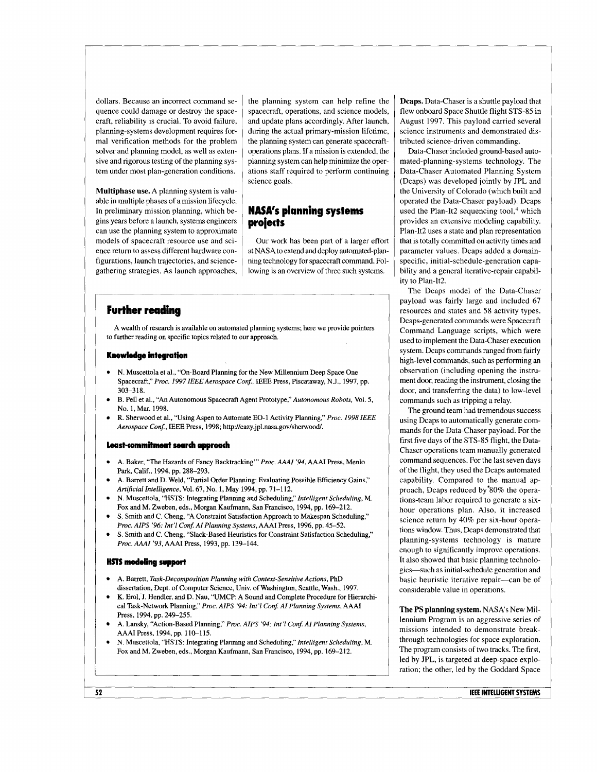dollars. Because an incorrect command sequence could damage or destroy the spacecraft, reliability is crucial. To avoid failure, planning-systems development requires formal verification methods for the problem solver and planning model, as well as extensive and rigorous testing of the planning system under most plan-generation conditions.

**Multiphase use.** A planning system is valuable in multiple phases of a mission lifecycle. In preliminary mission planning, which begins years before a launch, systems engineers can use the planning system to approximate models of spacecraft resource use and science return to assess different hardware configurations, launch trajectories, and science-gathering strategies. As launch approaches, the planning system can help refine the spacecraft, operations, and science models, and update plans accordingly. After launch, during the actual primary-mission lifetime, the planning system can generate spacecraft-operations plans. If a mission is extended, the planning system can help minimize the operations staff required to perform continuing science goals.

## NASA's planning systems projects

Our work has been part of a larger effort at NASA to extend and deploy automated-planning technology for spacecraft command. Following is an overview of three such systems.

**Dcaps.** Data-Chaser is a shuttle payload that flew onboard Space Shuttle flight STS-85 in August 1997. This payload carried several science instruments and demonstrated distributed science-driven commanding.

Data-Chaser included ground-based automated-planning-systems technology. The Data-Chaser Automated Planning System (Dcaps) was developed jointly by JPL and the University of Colorado (which built and operated the Data-Chaser payload). Dcaps used the Plan-It2 sequencing tool,[4] which provides an extensive modeling capability. Plan-It2 uses a state and plan representation that is totally committed on activity times and parameter values. Dcaps added a domain-specific, initial-schedule-generation capability and a general iterative-repair capability to Plan-It2.

The Dcaps model of the Data-Chaser payload was fairly large and included 67 resources and states and 58 activity types. Dcaps-generated commands were Spacecraft Command Language scripts, which were used to implement the Data-Chaser execution system. Dcaps commands ranged from fairly high-level commands, such as performing an observation (including opening the instrument door, reading the instrument, closing the door, and transferring the data) to low-level commands such as tripping a relay.

The ground team had tremendous success using Dcaps to automatically generate commands for the Data-Chaser payload. For the first five days of the STS-85 flight, the Data-Chaser operations team manually generated command sequences. For the last seven days of the flight, they used the Dcaps automated capability. Compared to the manual approach, Dcaps reduced by 80% the operations-team labor required to generate a six-hour operations plan. Also, it increased science return by 40% per six-hour operations window. Thus, Dcaps demonstrated that planning-systems technology is mature enough to significantly improve operations. It also showed that basic planning technologies—such as initial-schedule generation and basic heuristic iterative repair—can be of considerable value in operations.

**The PS planning system.** NASA's New Millennium Program is an aggressive series of missions intended to demonstrate breakthrough technologies for space exploration. The program consists of two tracks. The first, led by JPL, is targeted at deep-space exploration; the other, led by the Goddard Space

## Further reading

A wealth of research is available on automated planning systems; here we provide pointers to further reading on specific topics related to our approach.

### Knowledge integration

- N. Muscettola et al., "On-Board Planning for the New Millennium Deep Space One Spacecraft," *Proc. 1997 IEEE Aerospace Conf.*, IEEE Press, Piscataway, N.J., 1997, pp. 303–318.
- B. Pell et al., "An Autonomous Spacecraft Agent Prototype," *Autonomous Robots*, Vol. 5, No. 1, Mar. 1998.
- R. Sherwood et al., "Using Aspen to Automate EO-1 Activity Planning," *Proc. 1998 IEEE Aerospace Conf.*, IEEE Press, 1998; http://eazy.jpl.nasa.gov/sherwood/.

### Least-commitment search approach

- A. Baker, "The Hazards of Fancy Backtracking'" *Proc. AAAI '94*, AAAI Press, Menlo Park, Calif., 1994, pp. 288–293.
- A. Barrett and D. Weld, "Partial Order Planning: Evaluating Possible Efficiency Gains," *Artificial Intelligence*, Vol. 67, No. 1, May 1994, pp. 71–112.
- N. Muscettola, "HSTS: Integrating Planning and Scheduling," *Intelligent Scheduling*, M. Fox and M. Zweben, eds., Morgan Kaufmann, San Francisco, 1994, pp. 169–212.
- S. Smith and C. Cheng, "A Constraint Satisfaction Approach to Makespan Scheduling," *Proc. AIPS '96: Int'l Conf. AI Planning Systems*, AAAI Press, 1996, pp. 45–52.
- S. Smith and C. Cheng, "Slack-Based Heuristics for Constraint Satisfaction Scheduling," *Proc. AAAI '93*, AAAI Press, 1993, pp. 139–144.

### HSTS modeling support

- A. Barrett, *Task-Decomposition Planning with Context-Sensitive Actions*, PhD dissertation, Dept. of Computer Science, Univ. of Washington, Seattle, Wash., 1997.
- K. Erol, J. Hendler, and D. Nau, "UMCP: A Sound and Complete Procedure for Hierarchical Task-Network Planning," *Proc. AIPS '94: Int'l Conf. AI Planning Systems*, AAAI Press, 1994, pp. 249–255.
- A. Lansky, "Action-Based Planning," *Proc. AIPS '94: Int'l Conf. AI Planning Systems*, AAAI Press, 1994, pp. 110–115.
- N. Muscettola, "HSTS: Integrating Planning and Scheduling," *Intelligent Scheduling*, M. Fox and M. Zweben, eds., Morgan Kaufmann, San Francisco, 1994, pp. 169–212.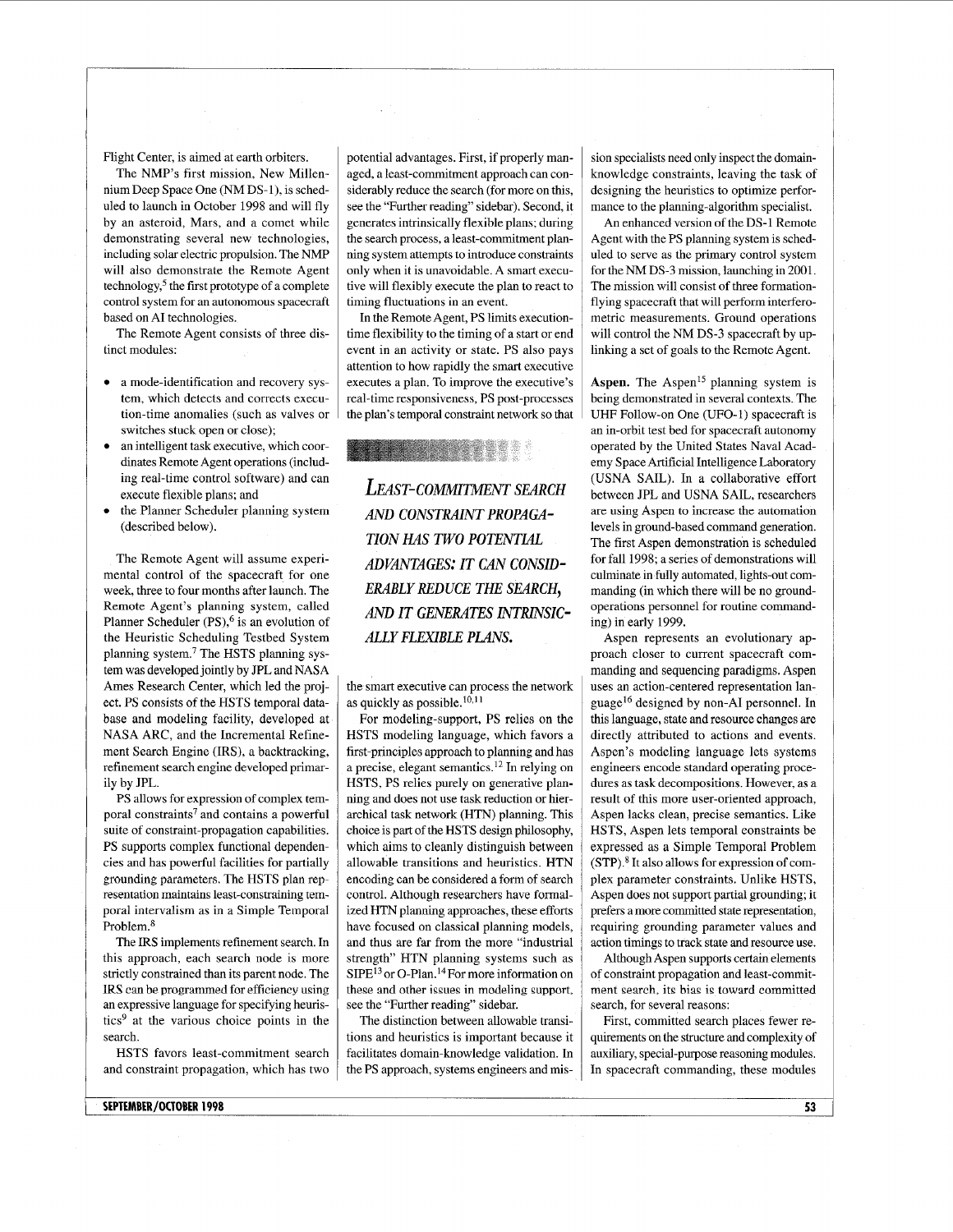Flight Center, is aimed at earth orbiters.

The NMP's first mission, New Millennium Deep Space One (NM DS-1), is scheduled to launch in October 1998 and will fly by an asteroid, Mars, and a comet while demonstrating several new technologies, including solar electric propulsion. The NMP will also demonstrate the Remote Agent technology,[5] the first prototype of a complete control system for an autonomous spacecraft based on AI technologies.

The Remote Agent consists of three distinct modules:

- a mode-identification and recovery system, which detects and corrects execution-time anomalies (such as valves or switches stuck open or close);
- an intelligent task executive, which coordinates Remote Agent operations (including real-time control software) and can execute flexible plans; and
- the Planner Scheduler planning system (described below).

The Remote Agent will assume experimental control of the spacecraft for one week, three to four months after launch. The Remote Agent's planning system, called Planner Scheduler (PS),[6] is an evolution of the Heuristic Scheduling Testbed System planning system.[7] The HSTS planning system was developed jointly by JPL and NASA Ames Research Center, which led the project. PS consists of the HSTS temporal database and modeling facility, developed at NASA ARC, and the Incremental Refinement Search Engine (IRS), a backtracking, refinement search engine developed primarily by JPL.

PS allows for expression of complex temporal constraints[7] and contains a powerful suite of constraint-propagation capabilities. PS supports complex functional dependencies and has powerful facilities for partially grounding parameters. The HSTS plan representation maintains least-constraining temporal intervalism as in a Simple Temporal Problem.[8]

The IRS implements refinement search. In this approach, each search node is more strictly constrained than its parent node. The IRS can be programmed for efficiency using an expressive language for specifying heuristics[9] at the various choice points in the search.

HSTS favors least-commitment search and constraint propagation, which has two potential advantages. First, if properly managed, a least-commitment approach can considerably reduce the search (for more on this, see the "Further reading" sidebar). Second, it generates intrinsically flexible plans; during the search process, a least-commitment planning system attempts to introduce constraints only when it is unavoidable. A smart executive will flexibly execute the plan to react to timing fluctuations in an event.

In the Remote Agent, PS limits execution-time flexibility to the timing of a start or end event in an activity or state. PS also pays attention to how rapidly the smart executive executes a plan. To improve the executive's real-time responsiveness, PS post-processes the plan's temporal constraint network so that the smart executive can process the network as quickly as possible.[10,11]

*LEAST-COMMITMENT SEARCH AND CONSTRAINT PROPAGATION HAS TWO POTENTIAL ADVANTAGES: IT CAN CONSIDERABLY REDUCE THE SEARCH, AND IT GENERATES INTRINSICALLY FLEXIBLE PLANS.*

For modeling-support, PS relies on the HSTS modeling language, which favors a first-principles approach to planning and has a precise, elegant semantics.[12] In relying on HSTS, PS relies purely on generative planning and does not use task reduction or hierarchical task network (HTN) planning. This choice is part of the HSTS design philosophy, which aims to cleanly distinguish between allowable transitions and heuristics. HTN encoding can be considered a form of search control. Although researchers have formalized HTN planning approaches, these efforts have focused on classical planning models, and thus are far from the more "industrial strength" HTN planning systems such as SIPE[13] or O-Plan.[14] For more information on these and other issues in modeling support, see the "Further reading" sidebar.

The distinction between allowable transitions and heuristics is important because it facilitates domain-knowledge validation. In the PS approach, systems engineers and mission specialists need only inspect the domain-knowledge constraints, leaving the task of designing the heuristics to optimize performance to the planning-algorithm specialist.

An enhanced version of the DS-1 Remote Agent with the PS planning system is scheduled to serve as the primary control system for the NM DS-3 mission, launching in 2001. The mission will consist of three formation-flying spacecraft that will perform interferometric measurements. Ground operations will control the NM DS-3 spacecraft by uplinking a set of goals to the Remote Agent.

**Aspen.** The Aspen[15] planning system is being demonstrated in several contexts. The UHF Follow-on One (UFO-1) spacecraft is an in-orbit test bed for spacecraft autonomy operated by the United States Naval Academy Space Artificial Intelligence Laboratory (USNA SAIL). In a collaborative effort between JPL and USNA SAIL, researchers are using Aspen to increase the automation levels in ground-based command generation. The first Aspen demonstration is scheduled for fall 1998; a series of demonstrations will culminate in fully automated, lights-out commanding (in which there will be no ground-operations personnel for routine commanding) in early 1999.

Aspen represents an evolutionary approach closer to current spacecraft commanding and sequencing paradigms. Aspen uses an action-centered representation language[16] designed by non-AI personnel. In this language, state and resource changes are directly attributed to actions and events. Aspen's modeling language lets systems engineers encode standard operating procedures as task decompositions. However, as a result of this more user-oriented approach, Aspen lacks clean, precise semantics. Like HSTS, Aspen lets temporal constraints be expressed as a Simple Temporal Problem (STP).[8] It also allows for expression of complex parameter constraints. Unlike HSTS, Aspen does not support partial grounding; it prefers a more committed state representation, requiring grounding parameter values and action timings to track state and resource use.

Although Aspen supports certain elements of constraint propagation and least-commitment search, its bias is toward committed search, for several reasons:

First, committed search places fewer requirements on the structure and complexity of auxiliary, special-purpose reasoning modules. In spacecraft commanding, these modules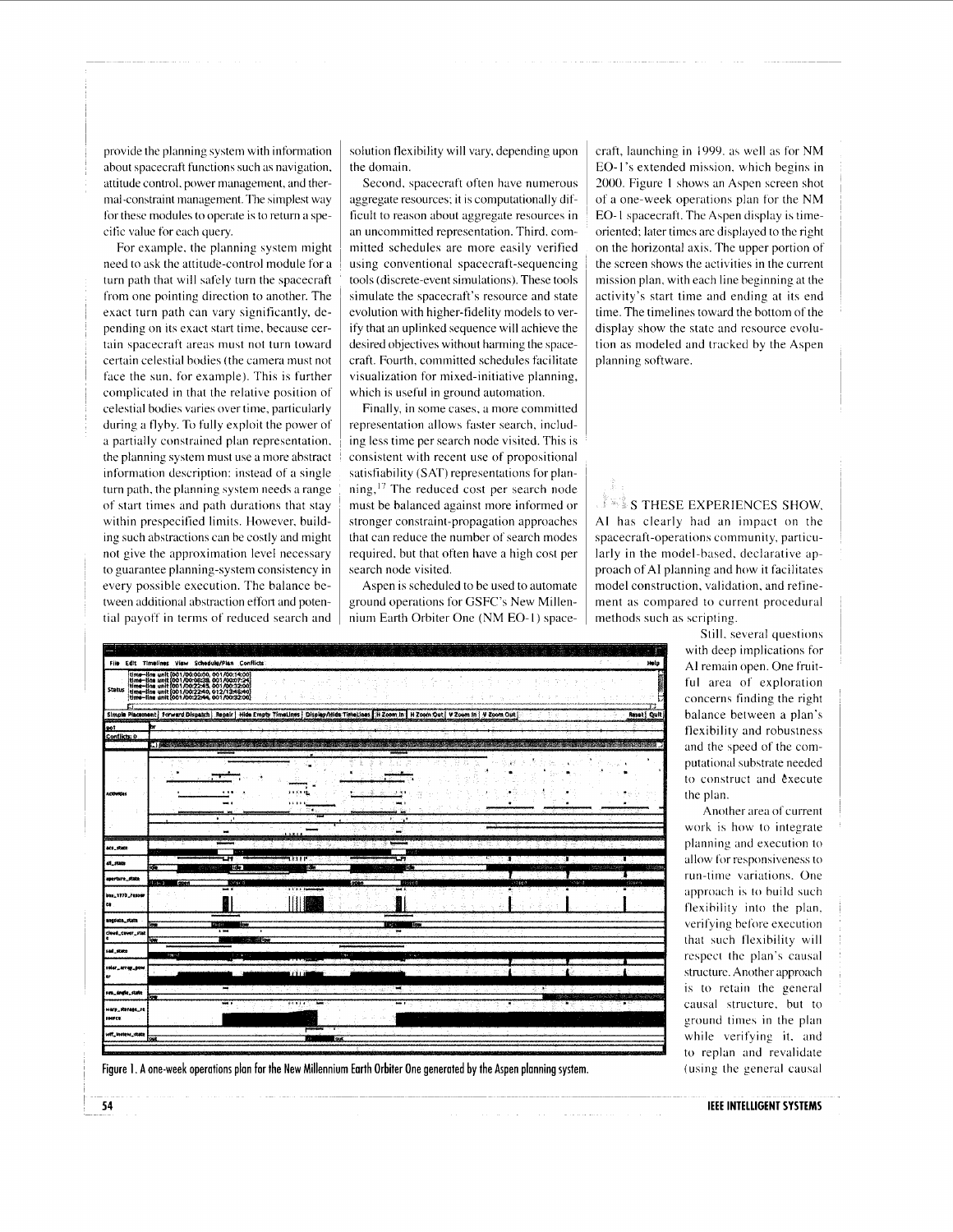provide the planning system with information about spacecraft functions such as navigation, attitude control, power management, and thermal-constraint management. The simplest way for these modules to operate is to return a specific value for each query.

For example, the planning system might need to ask the attitude-control module for a turn path that will safely turn the spacecraft from one pointing direction to another. The exact turn path can vary significantly, depending on its exact start time, because certain spacecraft areas must not turn toward certain celestial bodies (the camera must not face the sun, for example). This is further complicated in that the relative position of celestial bodies varies over time, particularly during a flyby. To fully exploit the power of a partially constrained plan representation, the planning system must use a more abstract information description: instead of a single turn path, the planning system needs a range of start times and path durations that stay within prespecified limits. However, building such abstractions can be costly and might not give the approximation level necessary to guarantee planning-system consistency in every possible execution. The balance between additional abstraction effort and potential payoff in terms of reduced search and solution flexibility will vary, depending upon the domain.

Second, spacecraft often have numerous aggregate resources; it is computationally difficult to reason about aggregate resources in an uncommitted representation. Third, committed schedules are more easily verified using conventional spacecraft-sequencing tools (discrete-event simulations). These tools simulate the spacecraft's resource and state evolution with higher-fidelity models to verify that an uplinked sequence will achieve the desired objectives without harming the spacecraft. Fourth, committed schedules facilitate visualization for mixed-initiative planning, which is useful in ground automation.

Finally, in some cases, a more committed representation allows faster search, including less time per search node visited. This is consistent with recent use of propositional satisfiability (SAT) representations for planning.[17] The reduced cost per search node must be balanced against more informed or stronger constraint-propagation approaches that can reduce the number of search nodes required, but that often have a high cost per search node visited.

Aspen is scheduled to be used to automate ground operations for GSFC's New Millennium Earth Orbiter One (NM EO-1) spacecraft, launching in 1999, as well as for NM EO-1's extended mission, which begins in 2000. Figure 1 shows an Aspen screen shot of a one-week operations plan for the NM EO-1 spacecraft. The Aspen display is time-oriented; later times are displayed to the right on the horizontal axis. The upper portion of the screen shows the activities in the current mission plan, with each line beginning at the activity's start time and ending at its end time. The timelines toward the bottom of the display show the state and resource evolution as modeled and tracked by the Aspen planning software.

Figure 1. A one-week operations plan for the New Millennium Earth Orbiter One generated by the Aspen planning system.

As these experiences show, AI has clearly had an impact on the spacecraft-operations community, particularly in the model-based, declarative approach of AI planning and how it facilitates model construction, validation, and refinement as compared to current procedural methods such as scripting.

Still, several questions with deep implications for AI remain open. One fruitful area of exploration concerns finding the right balance between a plan's flexibility and robustness and the speed of the computational substrate needed to construct and execute the plan.

Another area of current work is how to integrate planning and execution to allow for responsiveness to run-time variations. One approach is to build such flexibility into the plan, verifying before execution that such flexibility will respect the plan's causal structure. Another approach is to retain the general causal structure, but to ground times in the plan while verifying it, and to replan and revalidate (using the general causal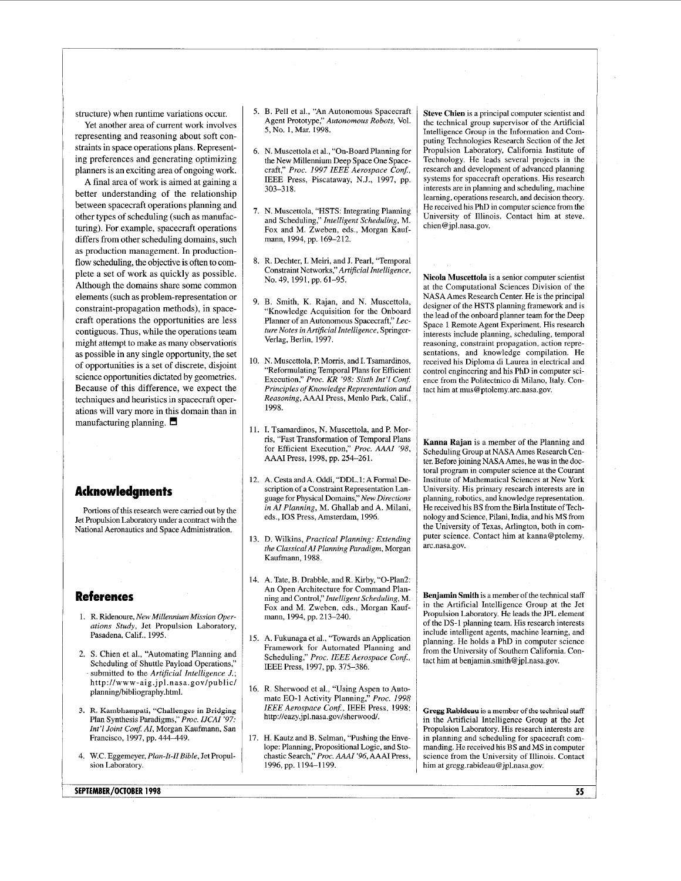structure) when runtime variations occur.

Yet another area of current work involves representing and reasoning about soft constraints in space operations plans. Representing preferences and generating optimizing planners is an exciting area of ongoing work.

A final area of work is aimed at gaining a better understanding of the relationship between spacecraft operations planning and other types of scheduling (such as manufacturing). For example, spacecraft operations differs from other scheduling domains, such as production management. In production-flow scheduling, the objective is often to complete a set of work as quickly as possible. Although the domains share some common elements (such as problem-representation or constraint-propagation methods), in spacecraft operations the opportunities are less contiguous. Thus, while the operations team might attempt to make as many observations as possible in any single opportunity, the set of opportunities is a set of discrete, disjoint science opportunities dictated by geometries. Because of this difference, we expect the techniques and heuristics in spacecraft operations will vary more in this domain than in manufacturing planning. ■

## Acknowledgments

Portions of this research were carried out by the Jet Propulsion Laboratory under a contract with the National Aeronautics and Space Administration.

## References

1. R. Ridenoure, *New Millennium Mission Operations Study*, Jet Propulsion Laboratory, Pasadena, Calif., 1995.
2. S. Chien et al., "Automating Planning and Scheduling of Shuttle Payload Operations," submitted to the *Artificial Intelligence J.*; http://www-aig.jpl.nasa.gov/public/planning/bibliography.html.
3. R. Kambhampati, "Challenges in Bridging Plan Synthesis Paradigms," *Proc. IJCAI '97: Int'l Joint Conf. AI*, Morgan Kaufmann, San Francisco, 1997, pp. 444–449.
4. W.C. Eggemeyer, *Plan-It-II Bible*, Jet Propulsion Laboratory.
5. B. Pell et al., "An Autonomous Spacecraft Agent Prototype," *Autonomous Robots*, Vol. 5, No. 1, Mar. 1998.
6. N. Muscettola et al., "On-Board Planning for the New Millennium Deep Space One Spacecraft," *Proc. 1997 IEEE Aerospace Conf.*, IEEE Press, Piscataway, N.J., 1997, pp. 303–318.
7. N. Muscettola, "HSTS: Integrating Planning and Scheduling," *Intelligent Scheduling*, M. Fox and M. Zweben, eds., Morgan Kaufmann, 1994, pp. 169–212.
8. R. Dechter, I. Meiri, and J. Pearl, "Temporal Constraint Networks," *Artificial Intelligence*, No. 49, 1991, pp. 61–95.
9. B. Smith, K. Rajan, and N. Muscettola, "Knowledge Acquisition for the Onboard Planner of an Autonomous Spacecraft," *Lecture Notes in Artificial Intelligence*, Springer-Verlag, Berlin, 1997.
10. N. Muscettola, P. Morris, and I. Tsamardinos, "Reformulating Temporal Plans for Efficient Execution," *Proc. KR '98: Sixth Int'l Conf. Principles of Knowledge Representation and Reasoning*, AAAI Press, Menlo Park, Calif., 1998.
11. I. Tsamardinos, N. Muscettola, and P. Morris, "Fast Transformation of Temporal Plans for Efficient Execution," *Proc. AAAI '98*, AAAI Press, 1998, pp. 254–261.
12. A. Cesta and A. Oddi, "DDL.1: A Formal Description of a Constraint Representation Language for Physical Domains," *New Directions in AI Planning*, M. Ghallab and A. Milani, eds., IOS Press, Amsterdam, 1996.
13. D. Wilkins, *Practical Planning: Extending the Classical AI Planning Paradigm*, Morgan Kaufmann, 1988.
14. A. Tate, B. Drabble, and R. Kirby, "O-Plan2: An Open Architecture for Command Planning and Control," *Intelligent Scheduling*, M. Fox and M. Zweben, eds., Morgan Kaufmann, 1994, pp. 213–240.
15. A. Fukunaga et al., "Towards an Application Framework for Automated Planning and Scheduling," *Proc. IEEE Aerospace Conf.*, IEEE Press, 1997, pp. 375–386.
16. R. Sherwood et al., "Using Aspen to Automate EO-1 Activity Planning," *Proc. 1998 IEEE Aerospace Conf.*, IEEE Press, 1998; http://eazy.jpl.nasa.gov/sherwood/.
17. H. Kautz and B. Selman, "Pushing the Envelope: Planning, Propositional Logic, and Stochastic Search," *Proc. AAAI '96*, AAAI Press, 1996, pp. 1194–1199.

**Steve Chien** is a principal computer scientist and the technical group supervisor of the Artificial Intelligence Group in the Information and Computing Technologies Research Section of the Jet Propulsion Laboratory, California Institute of Technology. He leads several projects in the research and development of advanced planning systems for spacecraft operations. His research interests are in planning and scheduling, machine learning, operations research, and decision theory. He received his PhD in computer science from the University of Illinois. Contact him at steve.chien@jpl.nasa.gov.

**Nicola Muscettola** is a senior computer scientist at the Computational Sciences Division of the NASA Ames Research Center. He is the principal designer of the HSTS planning framework and is the lead of the onboard planner team for the Deep Space 1 Remote Agent Experiment. His research interests include planning, scheduling, temporal reasoning, constraint propagation, action representations, and knowledge compilation. He received his Diploma di Laurea in electrical and control engineering and his PhD in computer science from the Politecnico di Milano, Italy. Contact him at mus@ptolemy.arc.nasa.gov.

**Kanna Rajan** is a member of the Planning and Scheduling Group at NASA Ames Research Center. Before joining NASA Ames, he was in the doctoral program in computer science at the Courant Institute of Mathematical Sciences at New York University. His primary research interests are in planning, robotics, and knowledge representation. He received his BS from the Birla Institute of Technology and Science, Pilani, India, and his MS from the University of Texas, Arlington, both in computer science. Contact him at kanna@ptolemy.arc.nasa.gov.

**Benjamin Smith** is a member of the technical staff in the Artificial Intelligence Group at the Jet Propulsion Laboratory. He leads the JPL element of the DS-1 planning team. His research interests include intelligent agents, machine learning, and planning. He holds a PhD in computer science from the University of Southern California. Contact him at benjamin.smith@jpl.nasa.gov.

**Gregg Rabideau** is a member of the technical staff in the Artificial Intelligence Group at the Jet Propulsion Laboratory. His research interests are in planning and scheduling for spacecraft commanding. He received his BS and MS in computer science from the University of Illinois. Contact him at gregg.rabideau@jpl.nasa.gov.